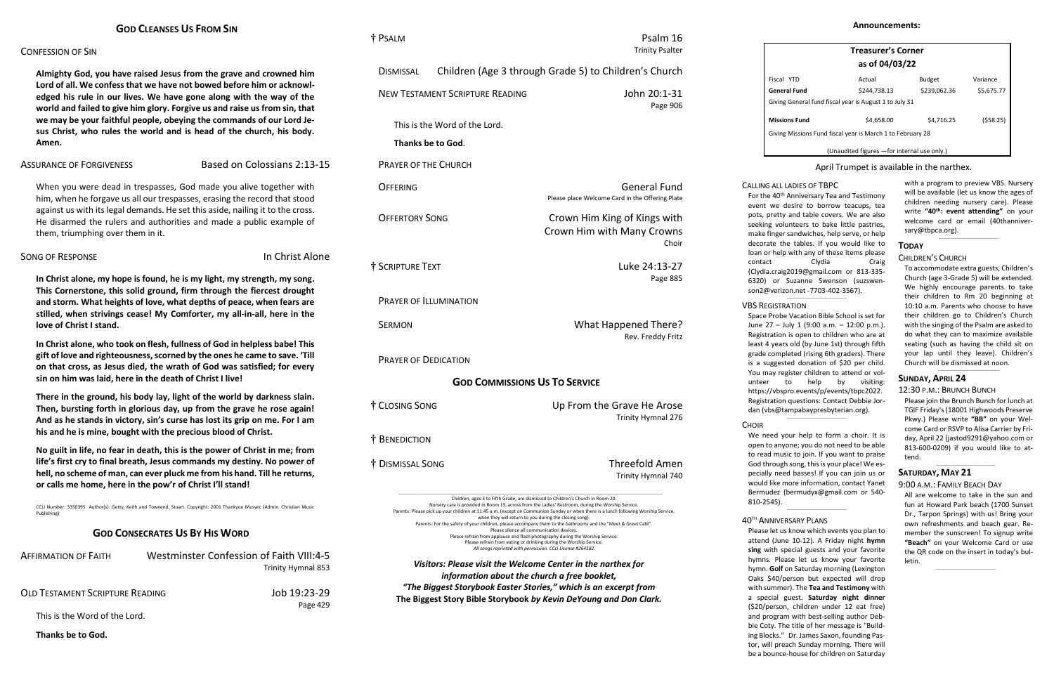## God Cleanses Us From Sin

Confession of Sin

**Almighty God, you have raised Jesus from the grave and crowned him Lord of all. We confess that we have not bowed before him or acknowledged his rule in our lives. We have gone along with the way of the world and failed to give him glory. Forgive us and raise us from sin, that we may be your faithful people, obeying the commands of our Lord Jesus Christ, who rules the world and is head of the church, his body. Amen.**

Assurance of Forgiveness — Based on Colossians 2:13-15

When you were dead in trespasses, God made you alive together with him, when he forgave us all our trespasses, erasing the record that stood against us with its legal demands. He set this aside, nailing it to the cross. He disarmed the rulers and authorities and made a public example of them, triumphing over them in it.

Song of Response — In Christ Alone

**In Christ alone, my hope is found, he is my light, my strength, my song. This Cornerstone, this solid ground, firm through the fiercest drought and storm. What heights of love, what depths of peace, when fears are stilled, when strivings cease! My Comforter, my all-in-all, here in the love of Christ I stand.**

**In Christ alone, who took on flesh, fullness of God in helpless babe! This gift of love and righteousness, scorned by the ones he came to save. 'Till on that cross, as Jesus died, the wrath of God was satisfied; for every sin on him was laid, here in the death of Christ I live!**

**There in the ground, his body lay, light of the world by darkness slain. Then, bursting forth in glorious day, up from the grave he rose again! And as he stands in victory, sin's curse has lost its grip on me. For I am his and he is mine, bought with the precious blood of Christ.**

**No guilt in life, no fear in death, this is the power of Christ in me; from life's first cry to final breath, Jesus commands my destiny. No power of hell, no scheme of man, can ever pluck me from his hand. Till he returns, or calls me home, here in the pow'r of Christ I'll stand!**

CCLI Number: 3350395 Author(s): Getty, Keith and Townend, Stuart. Copyright: 2001 Thankyou Muswic (Admin. Christian Music Publishing)

## God Consecrates Us By His Word

Affirmation of Faith — Westminster Confession of Faith VIII:4-5, Trinity Hymnal 853

Old Testament Scripture Reading — Job 19:23-29, Page 429

This is the Word of the Lord.

**Thanks be to God.**

† Psalm — Psalm 16, Trinity Psalter

Dismissal — Children (Age 3 through Grade 5) to Children's Church

New Testament Scripture Reading — John 20:1-31, Page 906

This is the Word of the Lord.

**Thanks be to God**.

Prayer of the Church

Offering — General Fund
Please place Welcome Card in the Offering Plate

Offertory Song — Crown Him King of Kings with Crown Him with Many Crowns, Choir

† Scripture Text — Luke 24:13-27, Page 885

Prayer of Illumination

Sermon — What Happened There?, Rev. Freddy Fritz

Prayer of Dedication

## God Commissions Us To Service

† Closing Song — Up From the Grave He Arose, Trinity Hymnal 276

† Benediction

† Dismissal Song — Threefold Amen, Trinity Hymnal 740

Children, ages 3 to Fifth Grade, are dismissed to Children's Church in Room 20.
Nursery care is provided in Room 13, across from the Ladies' Restroom, during the Worship Service.
Parents: Please pick up your children at 11:45 a.m. (except on Communion Sunday or when there is a lunch following Worship Service, when they will return to you during the closing song).
Parents: For the safety of your children, please accompany them to the bathrooms and the "Meet & Greet Café".
Please silence all communication devices.
Please refrain from applause and flash photography during the Worship Service.
Please refrain from eating or drinking during the Worship Service.
*All songs reprinted with permission. CCLI License #264182.*

***Visitors: Please visit the Welcome Center in the narthex for information about the church a free booklet, "The Biggest Storybook Easter Stories," which is an excerpt from The Biggest Story Bible Storybook by Kevin DeYoung and Don Clark.***

## Announcements:

**Treasurer's Corner**
**as of 04/03/22**

| Fiscal YTD | Actual | Budget | Variance |
|---|---|---|---|
| **General Fund** | $244,738.13 | $239,062.36 | $5,675.77 |
| Giving General fund fiscal year is August 1 to July 31 | | | |
| **Missions Fund** | $4,658.00 | $4,716.25 | ($58.25) |
| Giving Missions Fund fiscal year is March 1 to February 28 | | | |

(Unaudited figures —for internal use only.)

April Trumpet is available in the narthex.

### Calling all Ladies of TBPC

For the 40th Anniversary Tea and Testimony event we desire to borrow teacups, tea pots, pretty and table covers. We are also seeking volunteers to bake little pastries, make finger sandwiches, help serve, or help decorate the tables. If you would like to loan or help with any of these items please contact Clydia Craig (Clydia.craig2019@gmail.com or 813-335-6320) or Suzanne Swenson (suzswenson2@verizon.net -7703-402-3567).

### VBS Registration

Space Probe Vacation Bible School is set for June 27 – July 1 (9:00 a.m. – 12:00 p.m.). Registration is open to children who are at least 4 years old (by June 1st) through fifth grade completed (rising 6th graders). There is a suggested donation of $20 per child. You may register children to attend or volunteer to help by visiting: https://vbspro.events/p/events/tbpc2022. Registration questions: Contact Debbie Jordan (vbs@tampabaypresbyterian.org).

### Choir

We need your help to form a choir. It is open to anyone; you do not need to be able to read music to join. If you want to praise God through song, this is your place! We especially need basses! If you can join us or would like more information, contact Yanet Bermudez (bermudyx@gmail.com or 540-810-2545).

### 40th Anniversary Plans

Please let us know which events you plan to attend (June 10-12). A Friday night **hymn sing** with special guests and your favorite hymns. Please let us know your favorite hymn. **Golf** on Saturday morning (Lexington Oaks $40/person but expected will drop with summer). The **Tea and Testimony** with a special guest. **Saturday night dinner** ($20/person, children under 12 eat free) and program with best-selling author Debbie Coty. The title of her message is "Building Blocks." Dr. James Saxon, founding Pastor, will preach Sunday morning. There will be a bounce-house for children on Saturday with a program to preview VBS. Nursery will be available (let us know the ages of children needing nursery care). Please write **"40th: event attending"** on your welcome card or email (40thanniversary@tbpca.org).

### Today

Children's Church

To accommodate extra guests, Children's Church (age 3-Grade 5) will be extended. We highly encourage parents to take their children to Rm 20 beginning at 10:10 a.m. Parents who choose to have their children go to Children's Church with the singing of the Psalm are asked to do what they can to maximize available seating (such as having the child sit on your lap until they leave). Children's Church will be dismissed at noon.

### Sunday, April 24

12:30 p.m.: Brunch Bunch

Please join the Brunch Bunch for lunch at TGIF Friday's (18001 Highwoods Preserve Pkwy.) Please write **"BB"** on your Welcome Card or RSVP to Alisa Carrier by Friday, April 22 (jastod9291@yahoo.com or 813-600-0209) if you would like to attend.

### Saturday, May 21

9:00 a.m.: Family Beach Day

All are welcome to take in the sun and fun at Howard Park beach (1700 Sunset Dr., Tarpon Springs) with us! Bring your own refreshments and beach gear. Remember the sunscreen! To signup write **"Beach"** on your Welcome Card or use the QR code on the insert in today's bulletin.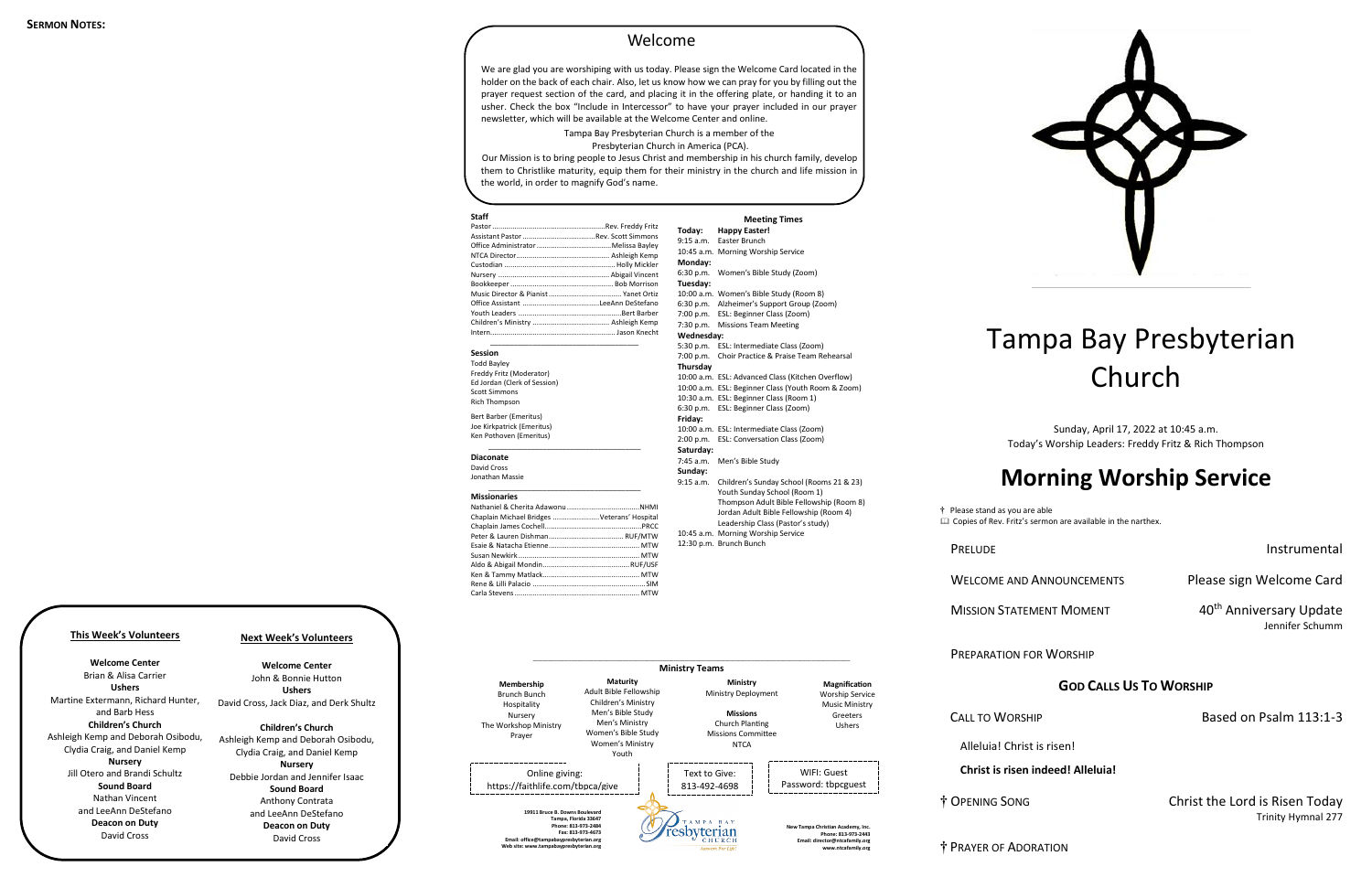**SERMON NOTES:**

## This Week's Volunteers

**Welcome Center**
Brian & Alisa Carrier

**Ushers**
Martine Extermann, Richard Hunter, and Barb Hess

**Children's Church**
Ashleigh Kemp and Deborah Osibodu, Clydia Craig, and Daniel Kemp

**Nursery**
Jill Otero and Brandi Schultz

**Sound Board**
Nathan Vincent and LeeAnn DeStefano

**Deacon on Duty**
David Cross

## Next Week's Volunteers

**Welcome Center**
John & Bonnie Hutton

**Ushers**
David Cross, Jack Diaz, and Derk Shultz

**Children's Church**
Ashleigh Kemp and Deborah Osibodu, Clydia Craig, and Daniel Kemp

**Nursery**
Debbie Jordan and Jennifer Isaac

**Sound Board**
Anthony Contrata and LeeAnn DeStefano

**Deacon on Duty**
David Cross

## Welcome

We are glad you are worshiping with us today. Please sign the Welcome Card located in the holder on the back of each chair. Also, let us know how we can pray for you by filling out the prayer request section of the card, and placing it in the offering plate, or handing it to an usher. Check the box "Include in Intercessor" to have your prayer included in our prayer newsletter, which will be available at the Welcome Center and online.

Tampa Bay Presbyterian Church is a member of the Presbyterian Church in America (PCA).

Our Mission is to bring people to Jesus Christ and membership in his church family, develop them to Christlike maturity, equip them for their ministry in the church and life mission in the world, in order to magnify God's name.

### Staff

| | |
|---|---|
| Pastor | Rev. Freddy Fritz |
| Assistant Pastor | Rev. Scott Simmons |
| Office Administrator | Melissa Bayley |
| NTCA Director | Ashleigh Kemp |
| Custodian | Holly Mickler |
| Nursery | Abigail Vincent |
| Bookkeeper | Bob Morrison |
| Music Director & Pianist | Yanet Ortiz |
| Office Assistant | LeeAnn DeStefano |
| Youth Leaders | Bert Barber |
| Children's Ministry | Ashleigh Kemp |
| Intern | Jason Knecht |

### Session

Todd Bayley
Freddy Fritz (Moderator)
Ed Jordan (Clerk of Session)
Scott Simmons
Rich Thompson

Bert Barber (Emeritus)
Joe Kirkpatrick (Emeritus)
Ken Pothoven (Emeritus)

### Diaconate

David Cross
Jonathan Massie

### Missionaries

| | |
|---|---|
| Nathaniel & Cherita Adawonu | NHMI |
| Chaplain Michael Bridges | Veterans' Hospital |
| Chaplain James Cochell | PRCC |
| Peter & Lauren Dishman | RUF/MTW |
| Esaie & Natacha Etienne | MTW |
| Susan Newkirk | MTW |
| Aldo & Abigail Mondin | RUF/USF |
| Ken & Tammy Matlack | MTW |
| Rene & Lilli Palacio | SIM |
| Carla Stevens | MTW |

### Meeting Times

**Today: Happy Easter!**
9:15 a.m. Easter Brunch
10:45 a.m. Morning Worship Service

**Monday:**
6:30 p.m. Women's Bible Study (Zoom)

**Tuesday:**
10:00 a.m. Women's Bible Study (Room 8)
6:30 p.m. Alzheimer's Support Group (Zoom)
7:00 p.m. ESL: Beginner Class (Zoom)
7:30 p.m. Missions Team Meeting

**Wednesday:**
5:30 p.m. ESL: Intermediate Class (Zoom)
7:00 p.m. Choir Practice & Praise Team Rehearsal

**Thursday**
10:00 a.m. ESL: Advanced Class (Kitchen Overflow)
10:00 a.m. ESL: Beginner Class (Youth Room & Zoom)
10:30 a.m. ESL: Beginner Class (Room 1)
6:30 p.m. ESL: Beginner Class (Zoom)

**Friday:**
10:00 a.m. ESL: Intermediate Class (Zoom)
2:00 p.m. ESL: Conversation Class (Zoom)

**Saturday:**
7:45 a.m. Men's Bible Study

**Sunday:**
9:15 a.m. Children's Sunday School (Rooms 21 & 23)
Youth Sunday School (Room 1)
Thompson Adult Bible Fellowship (Room 8)
Jordan Adult Bible Fellowship (Room 4)
Leadership Class (Pastor's study)
10:45 a.m. Morning Worship Service
12:30 p.m. Brunch Bunch

### Ministry Teams

| Membership | Maturity | Ministry | Magnification |
|---|---|---|---|
| Brunch Bunch | Adult Bible Fellowship | Ministry Deployment | Worship Service |
| Hospitality | Children's Ministry | | Music Ministry |
| Nursery | Men's Bible Study | **Missions** | Greeters |
| The Workshop Ministry | Men's Ministry | Church Planting | Ushers |
| Prayer | Women's Bible Study | Missions Committee | |
| | Women's Ministry | NTCA | |
| | Youth | | |

Online giving: https://faithlife.com/tbpca/give

Text to Give: 813-492-4698

WIFI: Guest
Password: tbpcguest

19911 Bruce B. Downs Boulevard
Tampa, Florida 33647
Phone: 813-973-2484
Fax: 813-973-4673
Email: office@tampabaypresbyterian.org
Web site: www.tampabaypresbyterian.org

Tampa Bay Presbyterian Church — Answers For Life

New Tampa Christian Academy, Inc.
Phone: 813-973-2443
Email: director@ntcafamily.org
www.ntcafamily.org

# Tampa Bay Presbyterian Church

Sunday, April 17, 2022 at 10:45 a.m.
Today's Worship Leaders: Freddy Fritz & Rich Thompson

# Morning Worship Service

† Please stand as you are able
📖 Copies of Rev. Fritz's sermon are available in the narthex.

PRELUDE — Instrumental

WELCOME AND ANNOUNCEMENTS — Please sign Welcome Card

MISSION STATEMENT MOMENT — 40th Anniversary Update
Jennifer Schumm

PREPARATION FOR WORSHIP

## God Calls Us To Worship

CALL TO WORSHIP — Based on Psalm 113:1-3

Alleluia! Christ is risen!

**Christ is risen indeed! Alleluia!**

† OPENING SONG — Christ the Lord is Risen Today
Trinity Hymnal 277

† PRAYER OF ADORATION